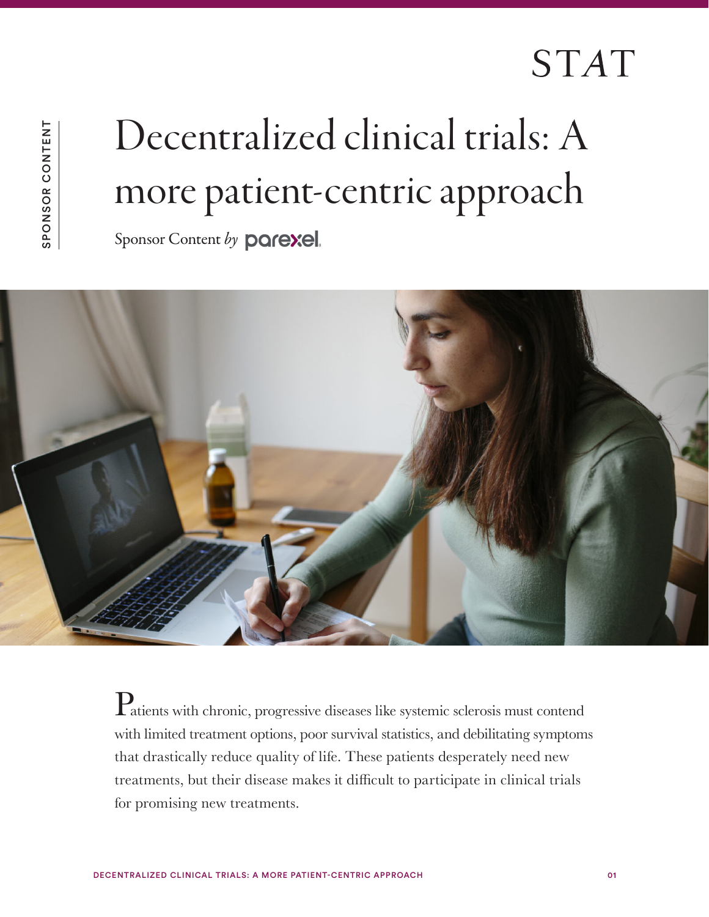STAT

SPONSOR CONTENT

# Decentralized clinical trials: A more patient-centric approach

Sponsor Content *by* parexel

Patients with chronic, progressive diseases like systemic sclerosis must contend with limited treatment options, poor survival statistics, and debilitating symptoms that drastically reduce quality of life. These patients desperately need new treatments, but their disease makes it difficult to participate in clinical trials for promising new treatments.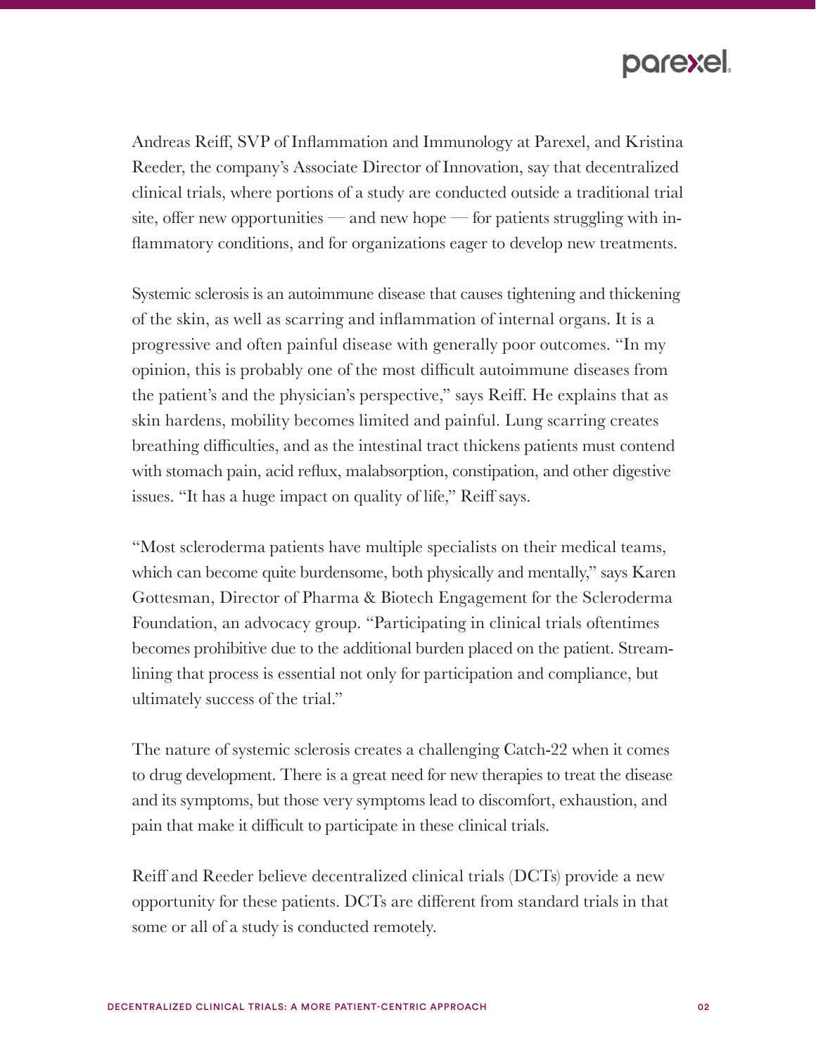Andreas Reiff, SVP of Inflammation and Immunology at Parexel, and Kristina Reeder, the company's Associate Director of Innovation, say that decentralized clinical trials, where portions of a study are conducted outside a traditional trial site, offer new opportunities — and new hope — for patients struggling with inflammatory conditions, and for organizations eager to develop new treatments.

Systemic sclerosis is an autoimmune disease that causes tightening and thickening of the skin, as well as scarring and inflammation of internal organs. It is a progressive and often painful disease with generally poor outcomes. "In my opinion, this is probably one of the most difficult autoimmune diseases from the patient's and the physician's perspective," says Reiff. He explains that as skin hardens, mobility becomes limited and painful. Lung scarring creates breathing difficulties, and as the intestinal tract thickens patients must contend with stomach pain, acid reflux, malabsorption, constipation, and other digestive issues. "It has a huge impact on quality of life," Reiff says.

"Most scleroderma patients have multiple specialists on their medical teams, which can become quite burdensome, both physically and mentally," says Karen Gottesman, Director of Pharma & Biotech Engagement for the Scleroderma Foundation, an advocacy group. "Participating in clinical trials oftentimes becomes prohibitive due to the additional burden placed on the patient. Streamlining that process is essential not only for participation and compliance, but ultimately success of the trial."

The nature of systemic sclerosis creates a challenging Catch-22 when it comes to drug development. There is a great need for new therapies to treat the disease and its symptoms, but those very symptoms lead to discomfort, exhaustion, and pain that make it difficult to participate in these clinical trials.

Reiff and Reeder believe decentralized clinical trials (DCTs) provide a new opportunity for these patients. DCTs are different from standard trials in that some or all of a study is conducted remotely.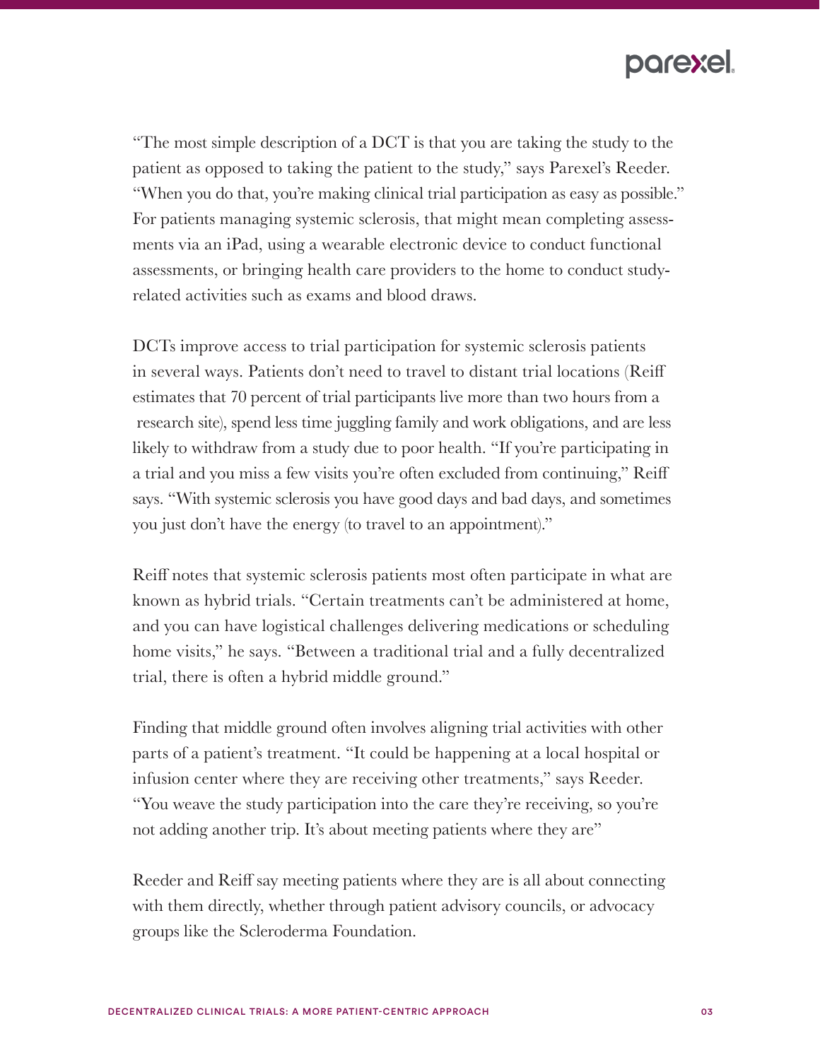"The most simple description of a DCT is that you are taking the study to the patient as opposed to taking the patient to the study," says Parexel's Reeder. "When you do that, you're making clinical trial participation as easy as possible." For patients managing systemic sclerosis, that might mean completing assessments via an iPad, using a wearable electronic device to conduct functional assessments, or bringing health care providers to the home to conduct study-related activities such as exams and blood draws.

DCTs improve access to trial participation for systemic sclerosis patients in several ways. Patients don't need to travel to distant trial locations (Reiff estimates that 70 percent of trial participants live more than two hours from a research site), spend less time juggling family and work obligations, and are less likely to withdraw from a study due to poor health. "If you're participating in a trial and you miss a few visits you're often excluded from continuing," Reiff says. "With systemic sclerosis you have good days and bad days, and sometimes you just don't have the energy (to travel to an appointment)."

Reiff notes that systemic sclerosis patients most often participate in what are known as hybrid trials. "Certain treatments can't be administered at home, and you can have logistical challenges delivering medications or scheduling home visits," he says. "Between a traditional trial and a fully decentralized trial, there is often a hybrid middle ground."

Finding that middle ground often involves aligning trial activities with other parts of a patient's treatment. "It could be happening at a local hospital or infusion center where they are receiving other treatments," says Reeder. "You weave the study participation into the care they're receiving, so you're not adding another trip. It's about meeting patients where they are"

Reeder and Reiff say meeting patients where they are is all about connecting with them directly, whether through patient advisory councils, or advocacy groups like the Scleroderma Foundation.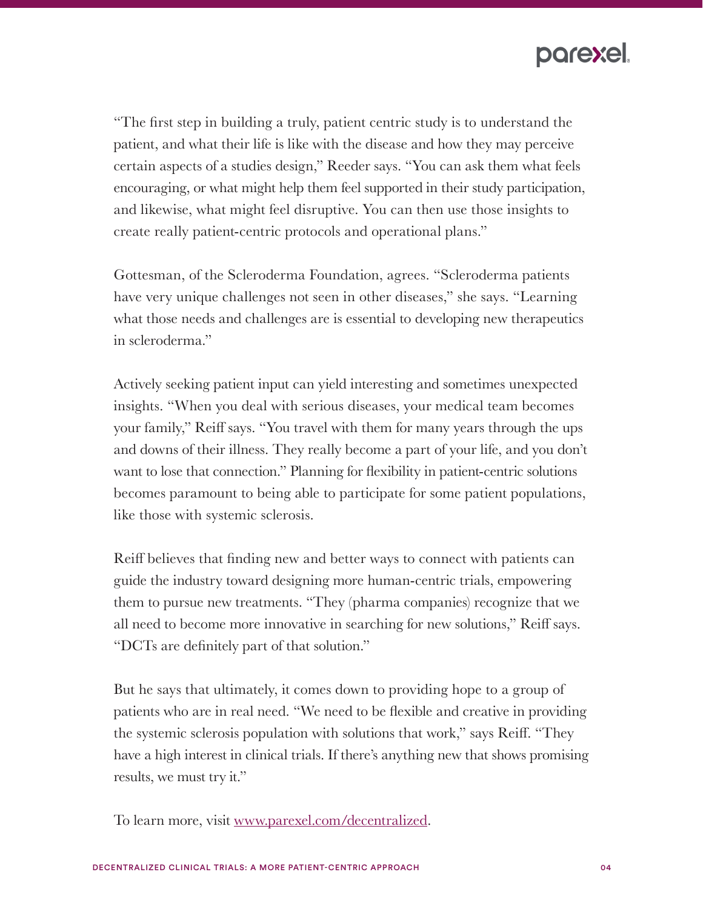"The first step in building a truly, patient centric study is to understand the patient, and what their life is like with the disease and how they may perceive certain aspects of a studies design," Reeder says. "You can ask them what feels encouraging, or what might help them feel supported in their study participation, and likewise, what might feel disruptive. You can then use those insights to create really patient-centric protocols and operational plans."

Gottesman, of the Scleroderma Foundation, agrees. "Scleroderma patients have very unique challenges not seen in other diseases," she says. "Learning what those needs and challenges are is essential to developing new therapeutics in scleroderma."

Actively seeking patient input can yield interesting and sometimes unexpected insights. "When you deal with serious diseases, your medical team becomes your family," Reiff says. "You travel with them for many years through the ups and downs of their illness. They really become a part of your life, and you don't want to lose that connection." Planning for flexibility in patient-centric solutions becomes paramount to being able to participate for some patient populations, like those with systemic sclerosis.

Reiff believes that finding new and better ways to connect with patients can guide the industry toward designing more human-centric trials, empowering them to pursue new treatments. "They (pharma companies) recognize that we all need to become more innovative in searching for new solutions," Reiff says. "DCTs are definitely part of that solution."

But he says that ultimately, it comes down to providing hope to a group of patients who are in real need. "We need to be flexible and creative in providing the systemic sclerosis population with solutions that work," says Reiff. "They have a high interest in clinical trials. If there's anything new that shows promising results, we must try it."

To learn more, visit [www.parexel.com/decentralized](http://www.parexel.com/decentralized).